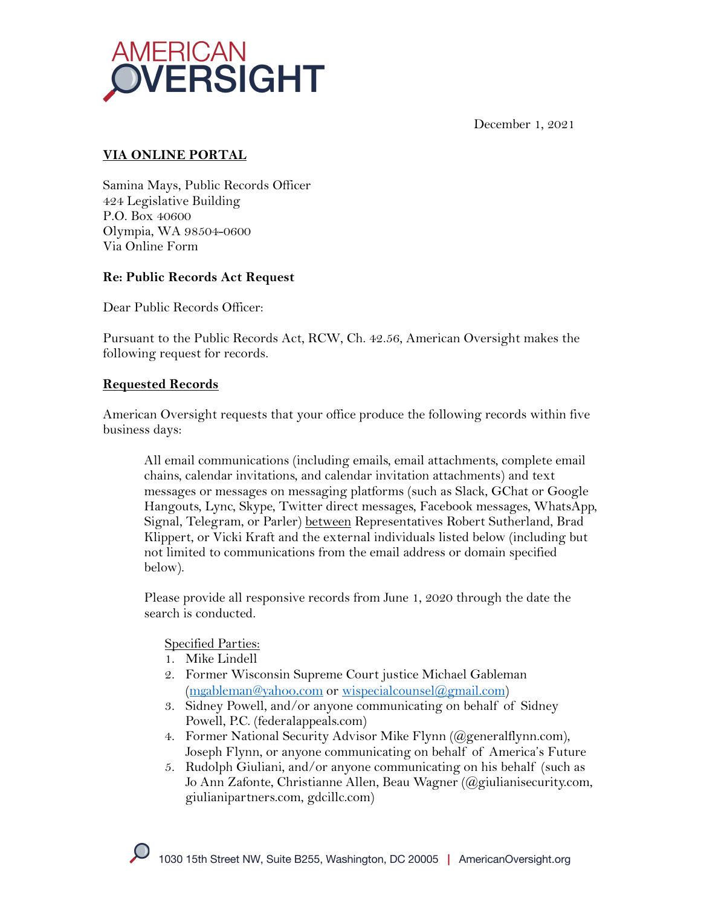AMERICAN OVERSIGHT

December 1, 2021

**VIA ONLINE PORTAL**

Samina Mays, Public Records Officer
424 Legislative Building
P.O. Box 40600
Olympia, WA 98504-0600
Via Online Form

**Re: Public Records Act Request**

Dear Public Records Officer:

Pursuant to the Public Records Act, RCW, Ch. 42.56, American Oversight makes the following request for records.

**Requested Records**

American Oversight requests that your office produce the following records within five business days:

> All email communications (including emails, email attachments, complete email chains, calendar invitations, and calendar invitation attachments) and text messages or messages on messaging platforms (such as Slack, GChat or Google Hangouts, Lync, Skype, Twitter direct messages, Facebook messages, WhatsApp, Signal, Telegram, or Parler) between Representatives Robert Sutherland, Brad Klippert, or Vicki Kraft and the external individuals listed below (including but not limited to communications from the email address or domain specified below).
>
> Please provide all responsive records from June 1, 2020 through the date the search is conducted.
>
> Specified Parties:
> 1. Mike Lindell
> 2. Former Wisconsin Supreme Court justice Michael Gableman (mgableman@yahoo.com or wispecialcounsel@gmail.com)
> 3. Sidney Powell, and/or anyone communicating on behalf of Sidney Powell, P.C. (federalappeals.com)
> 4. Former National Security Advisor Mike Flynn (@generalflynn.com), Joseph Flynn, or anyone communicating on behalf of America's Future
> 5. Rudolph Giuliani, and/or anyone communicating on his behalf (such as Jo Ann Zafonte, Christianne Allen, Beau Wagner (@giulianisecurity.com, giulianipartners.com, gdcillc.com)

1030 15th Street NW, Suite B255, Washington, DC 20005 | AmericanOversight.org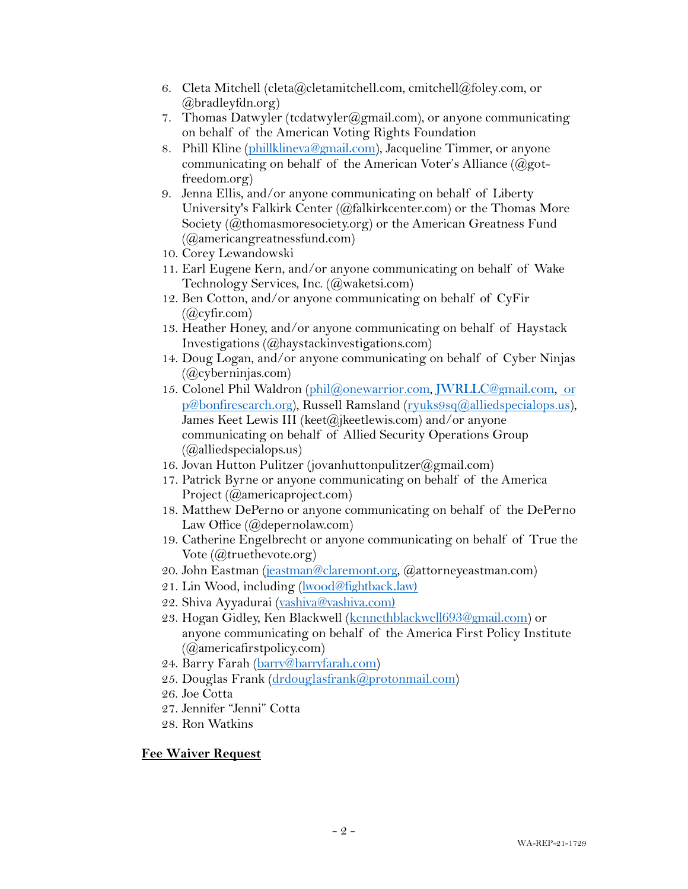6. Cleta Mitchell (cleta@cletamitchell.com, cmitchell@foley.com, or @bradleyfdn.org)
7. Thomas Datwyler (tcdatwyler@gmail.com), or anyone communicating on behalf of the American Voting Rights Foundation
8. Phill Kline (phillklineva@gmail.com), Jacqueline Timmer, or anyone communicating on behalf of the American Voter's Alliance (@got-freedom.org)
9. Jenna Ellis, and/or anyone communicating on behalf of Liberty University's Falkirk Center (@falkirkcenter.com) or the Thomas More Society (@thomasmoresociety.org) or the American Greatness Fund (@americangreatnessfund.com)
10. Corey Lewandowski
11. Earl Eugene Kern, and/or anyone communicating on behalf of Wake Technology Services, Inc. (@waketsi.com)
12. Ben Cotton, and/or anyone communicating on behalf of CyFir (@cyfir.com)
13. Heather Honey, and/or anyone communicating on behalf of Haystack Investigations (@haystackinvestigations.com)
14. Doug Logan, and/or anyone communicating on behalf of Cyber Ninjas (@cyberninjas.com)
15. Colonel Phil Waldron (phil@onewarrior.com, JWRLLC@gmail.com, or p@bonfiresearch.org), Russell Ramsland (ryuks9sq@alliedspecialops.us), James Keet Lewis III (keet@jkeetlewis.com) and/or anyone communicating on behalf of Allied Security Operations Group (@alliedspecialops.us)
16. Jovan Hutton Pulitzer (jovanhuttonpulitzer@gmail.com)
17. Patrick Byrne or anyone communicating on behalf of the America Project (@americaproject.com)
18. Matthew DePerno or anyone communicating on behalf of the DePerno Law Office (@depernolaw.com)
19. Catherine Engelbrecht or anyone communicating on behalf of True the Vote (@truethevote.org)
20. John Eastman (jeastman@claremont.org, @attorneyeastman.com)
21. Lin Wood, including (lwood@fightback.law)
22. Shiva Ayyadurai (vashiva@vashiva.com)
23. Hogan Gidley, Ken Blackwell (kennethblackwell693@gmail.com) or anyone communicating on behalf of the America First Policy Institute (@americafirstpolicy.com)
24. Barry Farah (barry@barryfarah.com)
25. Douglas Frank (drdouglasfrank@protonmail.com)
26. Joe Cotta
27. Jennifer "Jenni" Cotta
28. Ron Watkins

**Fee Waiver Request**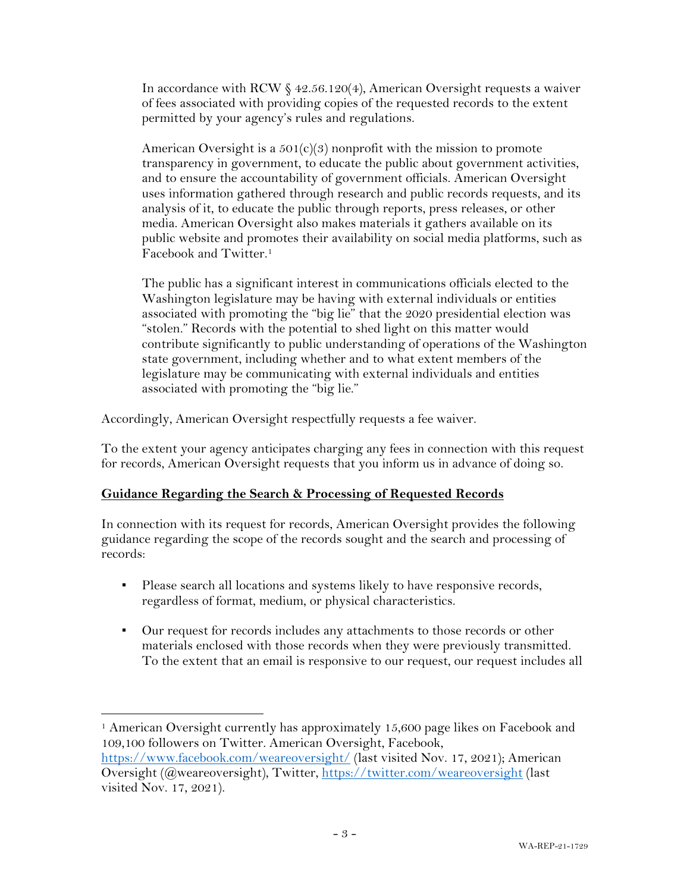In accordance with RCW § 42.56.120(4), American Oversight requests a waiver of fees associated with providing copies of the requested records to the extent permitted by your agency's rules and regulations.

American Oversight is a 501(c)(3) nonprofit with the mission to promote transparency in government, to educate the public about government activities, and to ensure the accountability of government officials. American Oversight uses information gathered through research and public records requests, and its analysis of it, to educate the public through reports, press releases, or other media. American Oversight also makes materials it gathers available on its public website and promotes their availability on social media platforms, such as Facebook and Twitter.[1]

The public has a significant interest in communications officials elected to the Washington legislature may be having with external individuals or entities associated with promoting the "big lie" that the 2020 presidential election was "stolen." Records with the potential to shed light on this matter would contribute significantly to public understanding of operations of the Washington state government, including whether and to what extent members of the legislature may be communicating with external individuals and entities associated with promoting the "big lie."

Accordingly, American Oversight respectfully requests a fee waiver.

To the extent your agency anticipates charging any fees in connection with this request for records, American Oversight requests that you inform us in advance of doing so.

**Guidance Regarding the Search & Processing of Requested Records**

In connection with its request for records, American Oversight provides the following guidance regarding the scope of the records sought and the search and processing of records:

- Please search all locations and systems likely to have responsive records, regardless of format, medium, or physical characteristics.
- Our request for records includes any attachments to those records or other materials enclosed with those records when they were previously transmitted. To the extent that an email is responsive to our request, our request includes all

[1] American Oversight currently has approximately 15,600 page likes on Facebook and 109,100 followers on Twitter. American Oversight, Facebook, https://www.facebook.com/weareoversight/ (last visited Nov. 17, 2021); American Oversight (@weareoversight), Twitter, https://twitter.com/weareoversight (last visited Nov. 17, 2021).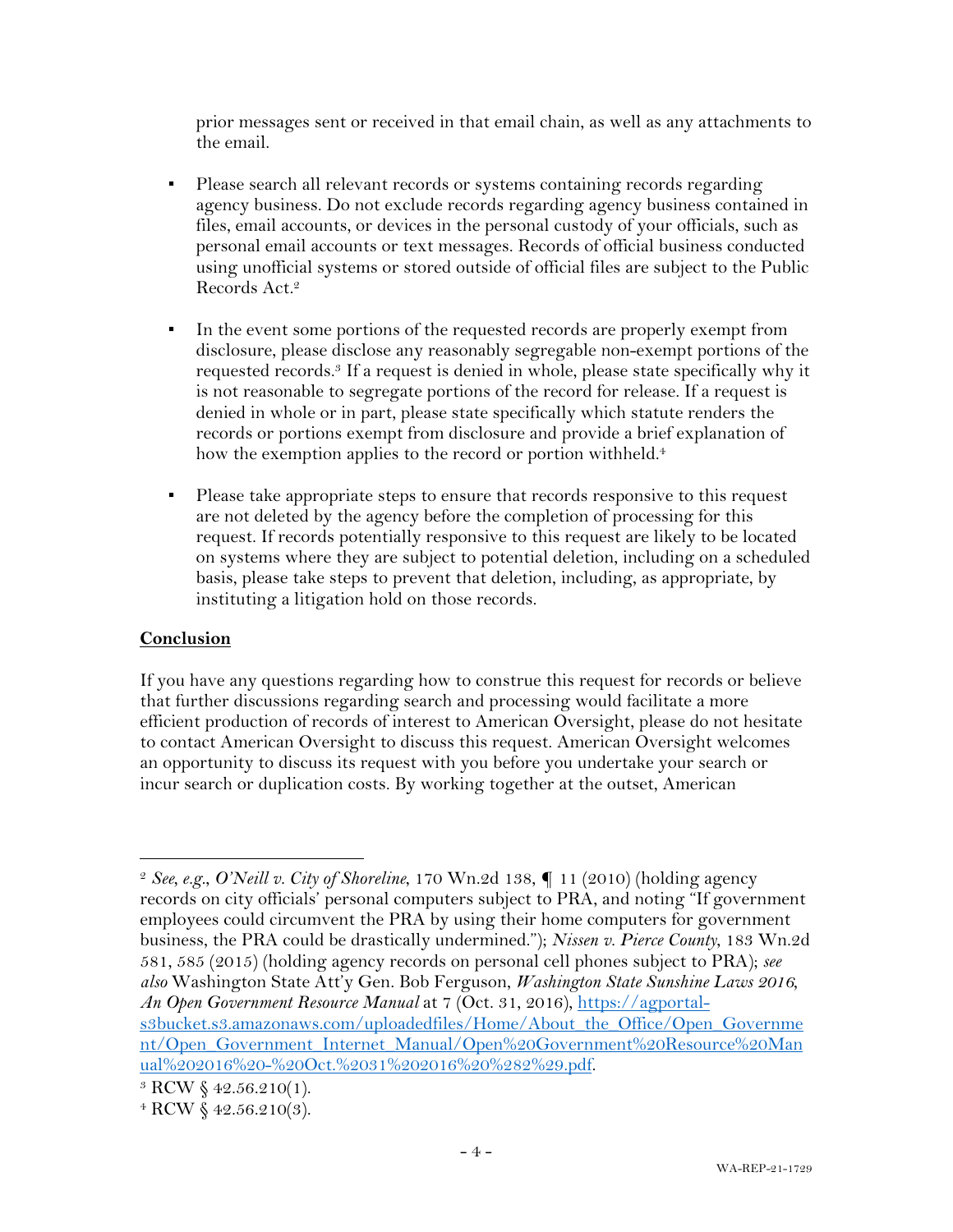prior messages sent or received in that email chain, as well as any attachments to the email.

- Please search all relevant records or systems containing records regarding agency business. Do not exclude records regarding agency business contained in files, email accounts, or devices in the personal custody of your officials, such as personal email accounts or text messages. Records of official business conducted using unofficial systems or stored outside of official files are subject to the Public Records Act.[2]

- In the event some portions of the requested records are properly exempt from disclosure, please disclose any reasonably segregable non-exempt portions of the requested records.[3] If a request is denied in whole, please state specifically why it is not reasonable to segregate portions of the record for release. If a request is denied in whole or in part, please state specifically which statute renders the records or portions exempt from disclosure and provide a brief explanation of how the exemption applies to the record or portion withheld.[4]

- Please take appropriate steps to ensure that records responsive to this request are not deleted by the agency before the completion of processing for this request. If records potentially responsive to this request are likely to be located on systems where they are subject to potential deletion, including on a scheduled basis, please take steps to prevent that deletion, including, as appropriate, by instituting a litigation hold on those records.

**Conclusion**

If you have any questions regarding how to construe this request for records or believe that further discussions regarding search and processing would facilitate a more efficient production of records of interest to American Oversight, please do not hesitate to contact American Oversight to discuss this request. American Oversight welcomes an opportunity to discuss its request with you before you undertake your search or incur search or duplication costs. By working together at the outset, American

---

[2] *See, e.g.*, *O'Neill v. City of Shoreline*, 170 Wn.2d 138, ¶ 11 (2010) (holding agency records on city officials' personal computers subject to PRA, and noting "If government employees could circumvent the PRA by using their home computers for government business, the PRA could be drastically undermined."); *Nissen v. Pierce County*, 183 Wn.2d 581, 585 (2015) (holding agency records on personal cell phones subject to PRA); *see also* Washington State Att'y Gen. Bob Ferguson, *Washington State Sunshine Laws 2016, An Open Government Resource Manual* at 7 (Oct. 31, 2016), https://agportal-s3bucket.s3.amazonaws.com/uploadedfiles/Home/About_the_Office/Open_Government/Open_Government_Internet_Manual/Open%20Government%20Resource%20Manual%202016%20-%20Oct.%2031%202016%20%282%29.pdf.

[3] RCW § 42.56.210(1).

[4] RCW § 42.56.210(3).

WA-REP-21-1729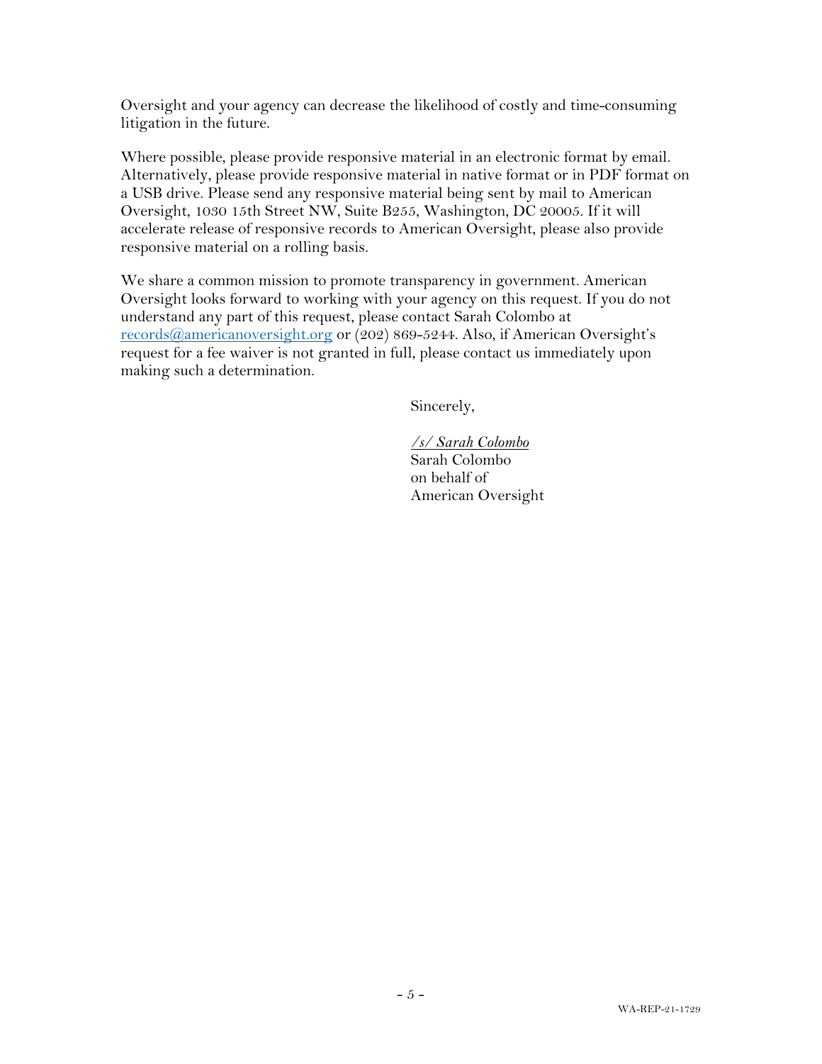Oversight and your agency can decrease the likelihood of costly and time-consuming litigation in the future.

Where possible, please provide responsive material in an electronic format by email. Alternatively, please provide responsive material in native format or in PDF format on a USB drive. Please send any responsive material being sent by mail to American Oversight, 1030 15th Street NW, Suite B255, Washington, DC 20005. If it will accelerate release of responsive records to American Oversight, please also provide responsive material on a rolling basis.

We share a common mission to promote transparency in government. American Oversight looks forward to working with your agency on this request. If you do not understand any part of this request, please contact Sarah Colombo at records@americanoversight.org or (202) 869-5244. Also, if American Oversight's request for a fee waiver is not granted in full, please contact us immediately upon making such a determination.

Sincerely,

*/s/ Sarah Colombo*
Sarah Colombo
on behalf of
American Oversight

WA-REP-21-1729